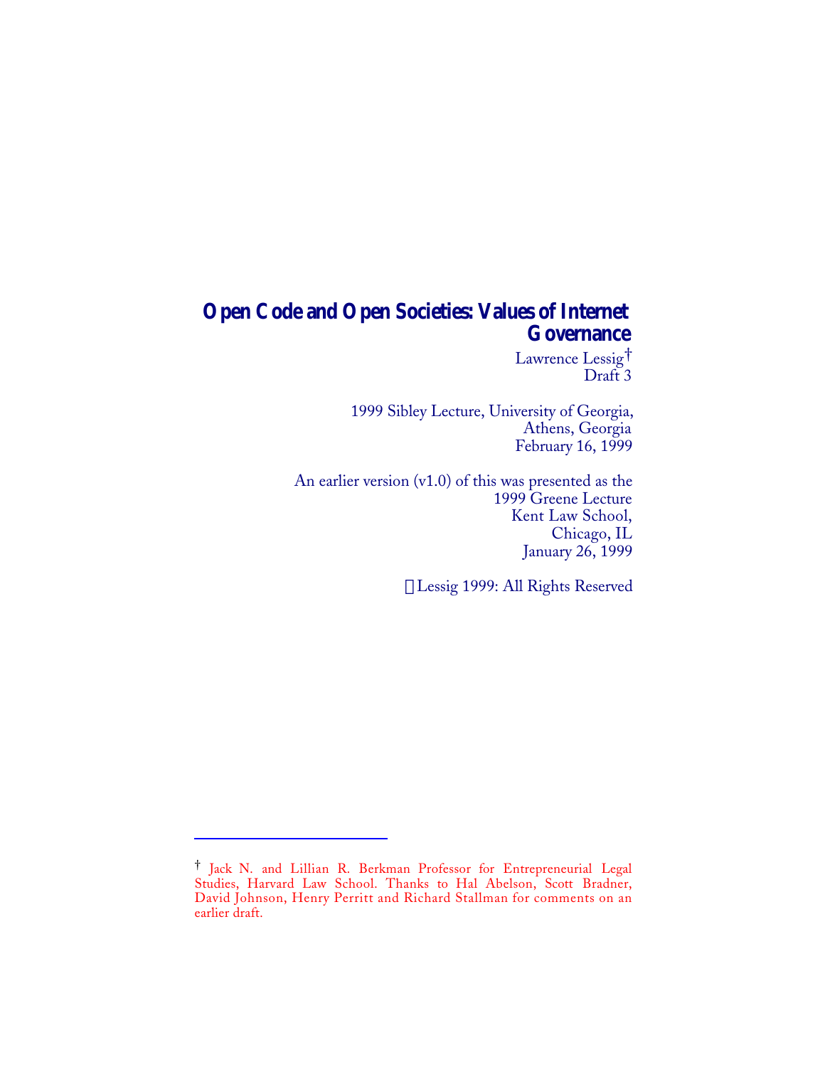# Open Code and Open Societies: Values of Internet Governance

Lawrence Lessig[†]
Draft 3

1999 Sibley Lecture, University of Georgia,
Athens, Georgia
February 16, 1999

An earlier version (v1.0) of this was presented as the
1999 Greene Lecture
Kent Law School,
Chicago, IL
January 26, 1999

© Lessig 1999: All Rights Reserved

---

[†] Jack N. and Lillian R. Berkman Professor for Entrepreneurial Legal Studies, Harvard Law School. Thanks to Hal Abelson, Scott Bradner, David Johnson, Henry Perritt and Richard Stallman for comments on an earlier draft.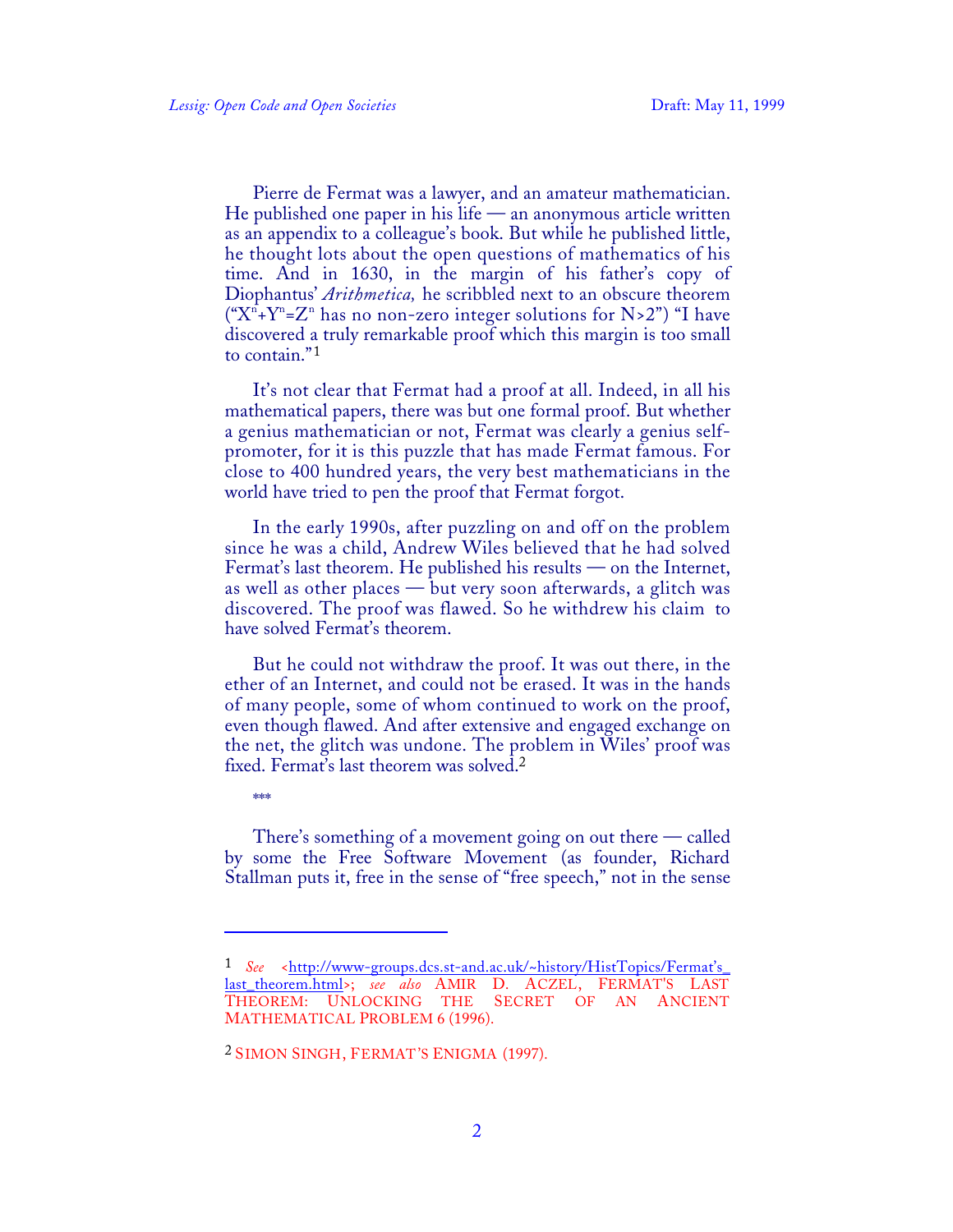Pierre de Fermat was a lawyer, and an amateur mathematician. He published one paper in his life — an anonymous article written as an appendix to a colleague's book. But while he published little, he thought lots about the open questions of mathematics of his time. And in 1630, in the margin of his father's copy of Diophantus' *Arithmetica,* he scribbled next to an obscure theorem ("$X^n+Y^n=Z^n$ has no non-zero integer solutions for N>2") "I have discovered a truly remarkable proof which this margin is too small to contain."[1]

It's not clear that Fermat had a proof at all. Indeed, in all his mathematical papers, there was but one formal proof. But whether a genius mathematician or not, Fermat was clearly a genius self-promoter, for it is this puzzle that has made Fermat famous. For close to 400 hundred years, the very best mathematicians in the world have tried to pen the proof that Fermat forgot.

In the early 1990s, after puzzling on and off on the problem since he was a child, Andrew Wiles believed that he had solved Fermat's last theorem. He published his results — on the Internet, as well as other places — but very soon afterwards, a glitch was discovered. The proof was flawed. So he withdrew his claim to have solved Fermat's theorem.

But he could not withdraw the proof. It was out there, in the ether of an Internet, and could not be erased. It was in the hands of many people, some of whom continued to work on the proof, even though flawed. And after extensive and engaged exchange on the net, the glitch was undone. The problem in Wiles' proof was fixed. Fermat's last theorem was solved.[2]

***

There's something of a movement going on out there — called by some the Free Software Movement (as founder, Richard Stallman puts it, free in the sense of "free speech," not in the sense

---

1 *See* <http://www-groups.dcs.st-and.ac.uk/~history/HistTopics/Fermat's_last_theorem.html>; *see also* AMIR D. ACZEL, FERMAT'S LAST THEOREM: UNLOCKING THE SECRET OF AN ANCIENT MATHEMATICAL PROBLEM 6 (1996).

2 SIMON SINGH, FERMAT'S ENIGMA (1997).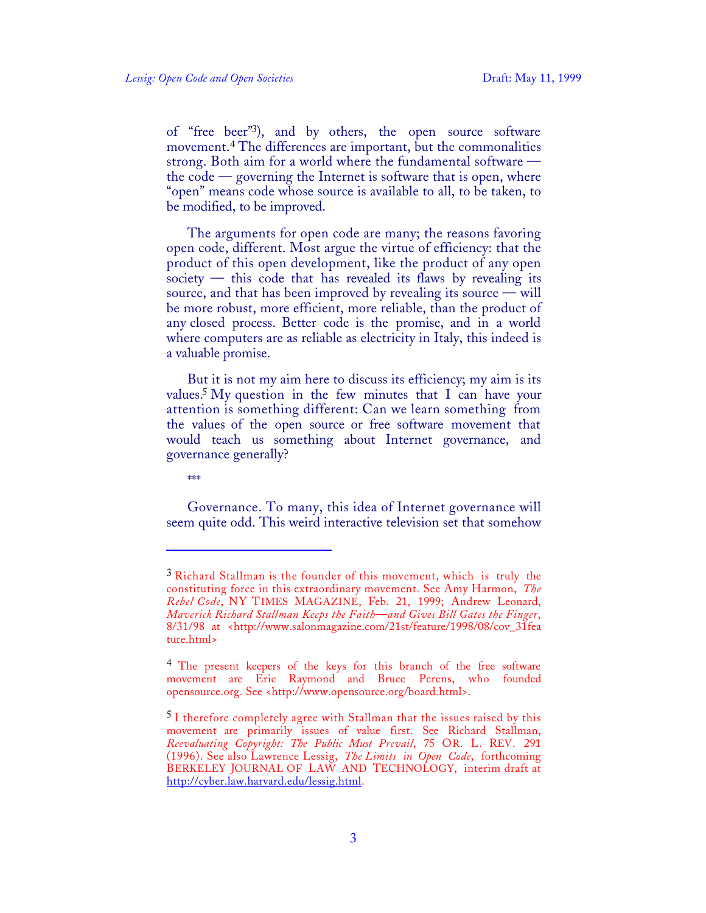of "free beer"[3]), and by others, the open source software movement.[4] The differences are important, but the commonalities strong. Both aim for a world where the fundamental software — the code — governing the Internet is software that is open, where "open" means code whose source is available to all, to be taken, to be modified, to be improved.

The arguments for open code are many; the reasons favoring open code, different. Most argue the virtue of efficiency: that the product of this open development, like the product of any open society — this code that has revealed its flaws by revealing its source, and that has been improved by revealing its source — will be more robust, more efficient, more reliable, than the product of any closed process. Better code is the promise, and in a world where computers are as reliable as electricity in Italy, this indeed is a valuable promise.

But it is not my aim here to discuss its efficiency; my aim is its values.[5] My question in the few minutes that I can have your attention is something different: Can we learn something from the values of the open source or free software movement that would teach us something about Internet governance, and governance generally?

\*\*\*

Governance. To many, this idea of Internet governance will seem quite odd. This weird interactive television set that somehow

---

[3] Richard Stallman is the founder of this movement, which is truly the constituting force in this extraordinary movement. See Amy Harmon, *The Rebel Code*, NY TIMES MAGAZINE, Feb. 21, 1999; Andrew Leonard, *Maverick Richard Stallman Keeps the Faith—and Gives Bill Gates the Finger*, 8/31/98 at <http://www.salonmagazine.com/21st/feature/1998/08/cov_31feature.html>

[4] The present keepers of the keys for this branch of the free software movement are Eric Raymond and Bruce Perens, who founded opensource.org. See <http://www.opensource.org/board.html>.

[5] I therefore completely agree with Stallman that the issues raised by this movement are primarily issues of value first. See Richard Stallman, *Reevaluating Copyright: The Public Must Prevail*, 75 OR. L. REV. 291 (1996). See also Lawrence Lessig, *The Limits in Open Code*, forthcoming BERKELEY JOURNAL OF LAW AND TECHNOLOGY, interim draft at http://cyber.law.harvard.edu/lessig.html.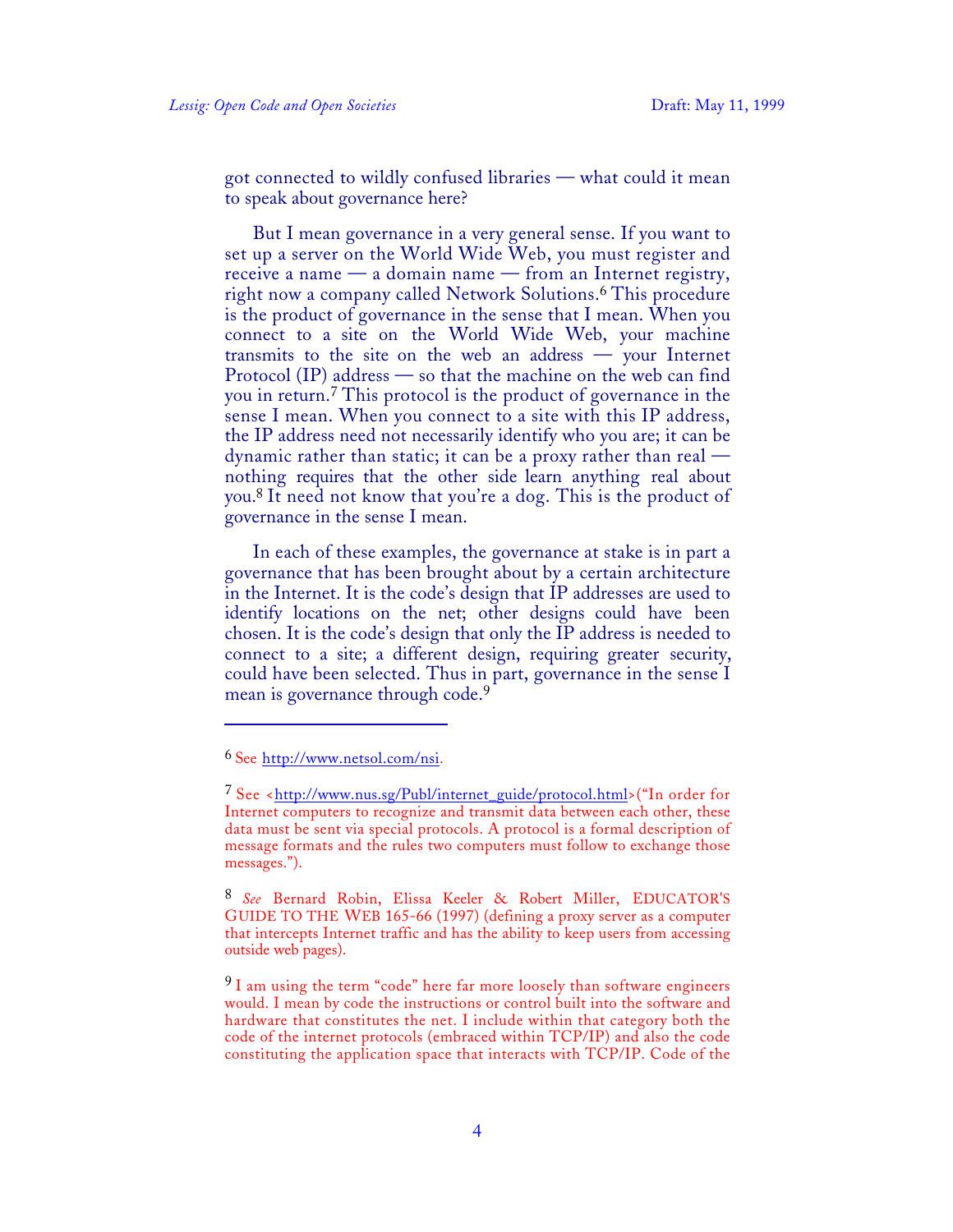got connected to wildly confused libraries — what could it mean to speak about governance here?

But I mean governance in a very general sense. If you want to set up a server on the World Wide Web, you must register and receive a name — a domain name — from an Internet registry, right now a company called Network Solutions.[6] This procedure is the product of governance in the sense that I mean. When you connect to a site on the World Wide Web, your machine transmits to the site on the web an address — your Internet Protocol (IP) address — so that the machine on the web can find you in return.[7] This protocol is the product of governance in the sense I mean. When you connect to a site with this IP address, the IP address need not necessarily identify who you are; it can be dynamic rather than static; it can be a proxy rather than real — nothing requires that the other side learn anything real about you.[8] It need not know that you're a dog. This is the product of governance in the sense I mean.

In each of these examples, the governance at stake is in part a governance that has been brought about by a certain architecture in the Internet. It is the code's design that IP addresses are used to identify locations on the net; other designs could have been chosen. It is the code's design that only the IP address is needed to connect to a site; a different design, requiring greater security, could have been selected. Thus in part, governance in the sense I mean is governance through code.[9]

---

[6] See http://www.netsol.com/nsi.

[7] See <http://www.nus.sg/Publ/internet_guide/protocol.html>("In order for Internet computers to recognize and transmit data between each other, these data must be sent via special protocols. A protocol is a formal description of message formats and the rules two computers must follow to exchange those messages.").

[8] *See* Bernard Robin, Elissa Keeler & Robert Miller, EDUCATOR'S GUIDE TO THE WEB 165-66 (1997) (defining a proxy server as a computer that intercepts Internet traffic and has the ability to keep users from accessing outside web pages).

[9] I am using the term "code" here far more loosely than software engineers would. I mean by code the instructions or control built into the software and hardware that constitutes the net. I include within that category both the code of the internet protocols (embraced within TCP/IP) and also the code constituting the application space that interacts with TCP/IP. Code of the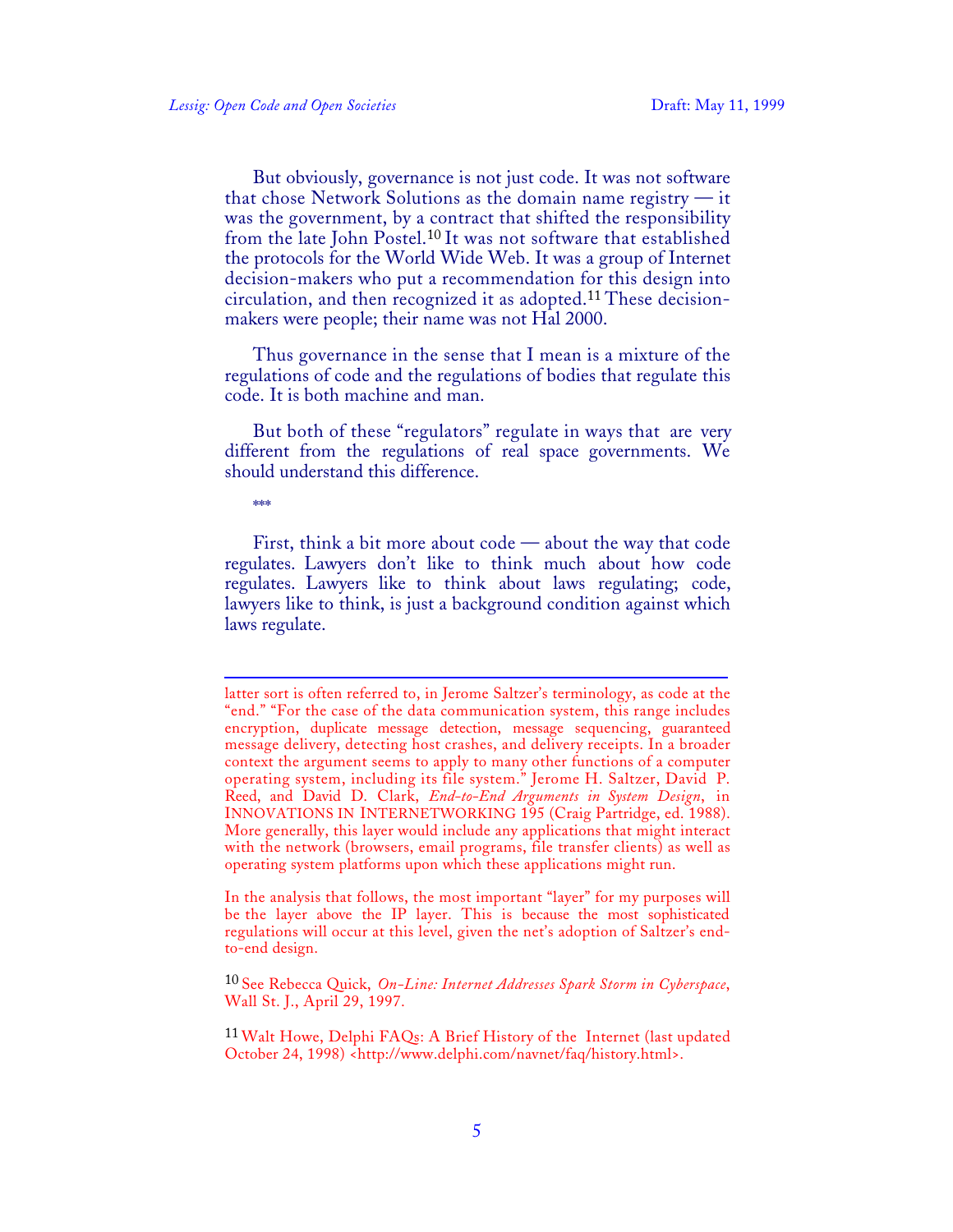But obviously, governance is not just code. It was not software that chose Network Solutions as the domain name registry — it was the government, by a contract that shifted the responsibility from the late John Postel.[10] It was not software that established the protocols for the World Wide Web. It was a group of Internet decision-makers who put a recommendation for this design into circulation, and then recognized it as adopted.[11] These decision-makers were people; their name was not Hal 2000.

Thus governance in the sense that I mean is a mixture of the regulations of code and the regulations of bodies that regulate this code. It is both machine and man.

But both of these "regulators" regulate in ways that are very different from the regulations of real space governments. We should understand this difference.

***

First, think a bit more about code — about the way that code regulates. Lawyers don't like to think much about how code regulates. Lawyers like to think about laws regulating; code, lawyers like to think, is just a background condition against which laws regulate.

---

latter sort is often referred to, in Jerome Saltzer's terminology, as code at the "end." "For the case of the data communication system, this range includes encryption, duplicate message detection, message sequencing, guaranteed message delivery, detecting host crashes, and delivery receipts. In a broader context the argument seems to apply to many other functions of a computer operating system, including its file system." Jerome H. Saltzer, David P. Reed, and David D. Clark, *End-to-End Arguments in System Design*, in INNOVATIONS IN INTERNETWORKING 195 (Craig Partridge, ed. 1988). More generally, this layer would include any applications that might interact with the network (browsers, email programs, file transfer clients) as well as operating system platforms upon which these applications might run.

In the analysis that follows, the most important "layer" for my purposes will be the layer above the IP layer. This is because the most sophisticated regulations will occur at this level, given the net's adoption of Saltzer's end-to-end design.

[10] See Rebecca Quick, *On-Line: Internet Addresses Spark Storm in Cyberspace*, Wall St. J., April 29, 1997.

[11] Walt Howe, Delphi FAQs: A Brief History of the Internet (last updated October 24, 1998) <http://www.delphi.com/navnet/faq/history.html>.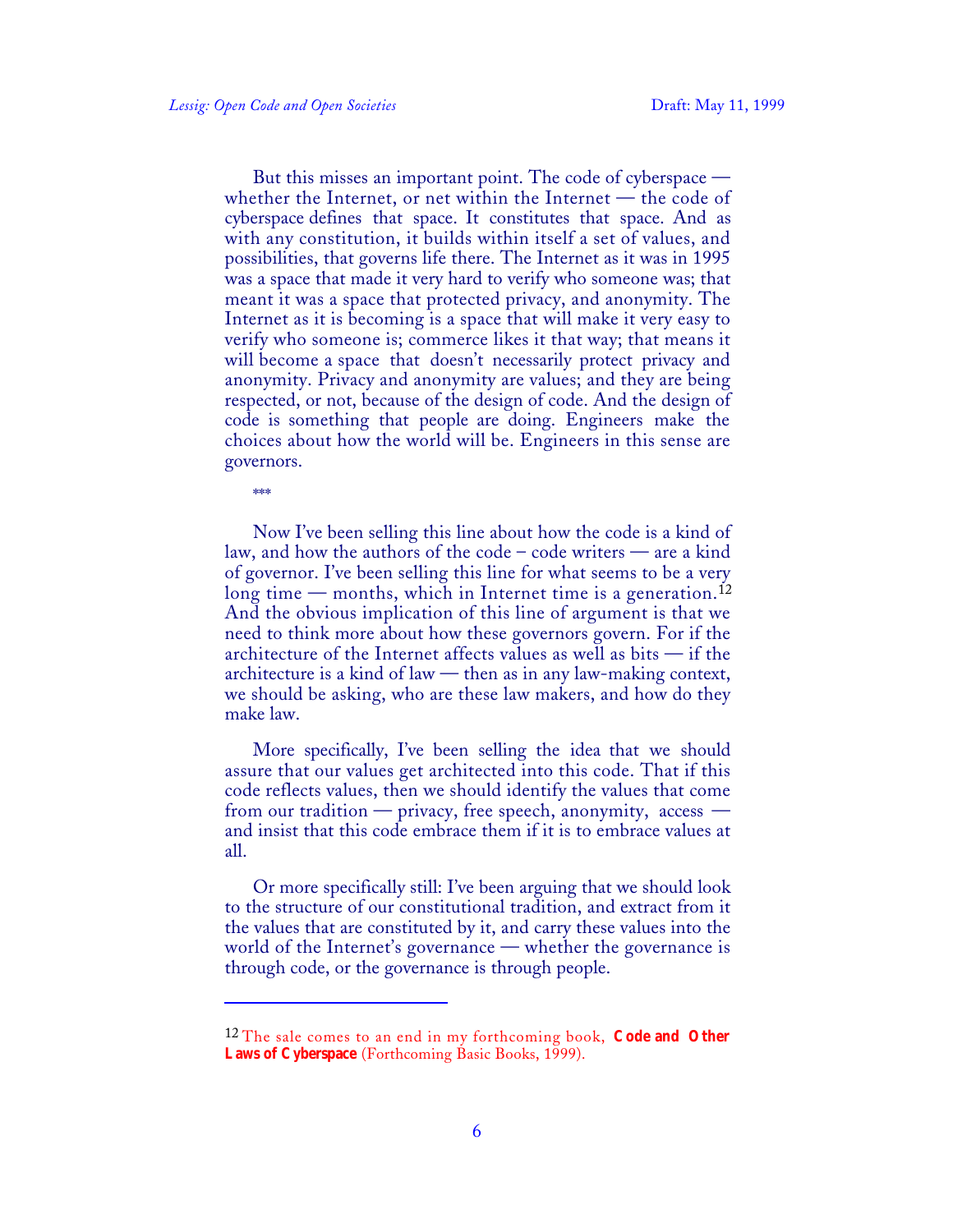But this misses an important point. The code of cyberspace — whether the Internet, or net within the Internet — the code of cyberspace defines that space. It constitutes that space. And as with any constitution, it builds within itself a set of values, and possibilities, that governs life there. The Internet as it was in 1995 was a space that made it very hard to verify who someone was; that meant it was a space that protected privacy, and anonymity. The Internet as it is becoming is a space that will make it very easy to verify who someone is; commerce likes it that way; that means it will become a space that doesn't necessarily protect privacy and anonymity. Privacy and anonymity are values; and they are being respected, or not, because of the design of code. And the design of code is something that people are doing. Engineers make the choices about how the world will be. Engineers in this sense are governors.

***

Now I've been selling this line about how the code is a kind of law, and how the authors of the code – code writers — are a kind of governor. I've been selling this line for what seems to be a very long time — months, which in Internet time is a generation.[12] And the obvious implication of this line of argument is that we need to think more about how these governors govern. For if the architecture of the Internet affects values as well as bits — if the architecture is a kind of law — then as in any law-making context, we should be asking, who are these law makers, and how do they make law.

More specifically, I've been selling the idea that we should assure that our values get architected into this code. That if this code reflects values, then we should identify the values that come from our tradition — privacy, free speech, anonymity, access — and insist that this code embrace them if it is to embrace values at all.

Or more specifically still: I've been arguing that we should look to the structure of our constitutional tradition, and extract from it the values that are constituted by it, and carry these values into the world of the Internet's governance — whether the governance is through code, or the governance is through people.

---

[12] The sale comes to an end in my forthcoming book, **Code and Other Laws of Cyberspace** (Forthcoming Basic Books, 1999).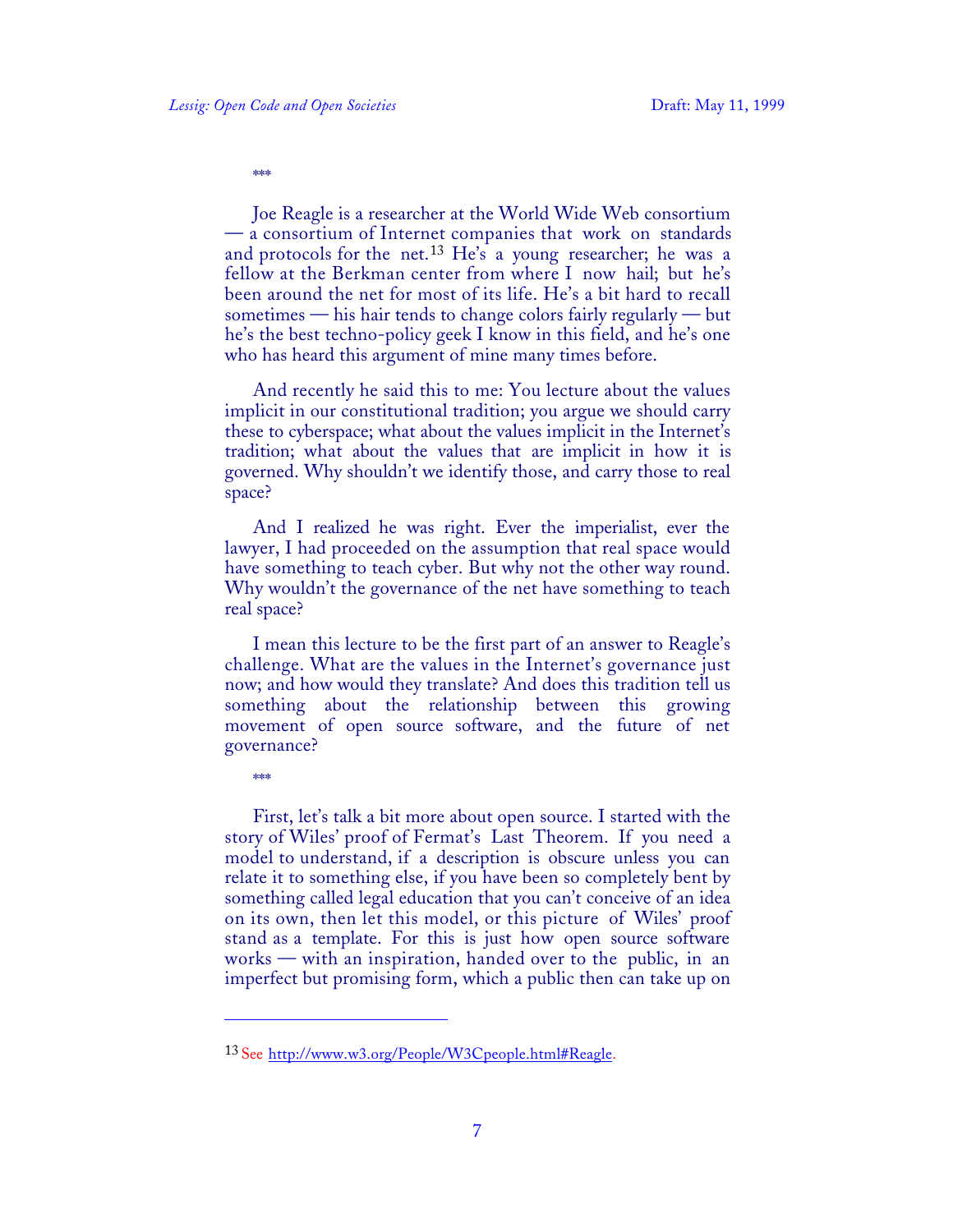\*\*\*

Joe Reagle is a researcher at the World Wide Web consortium — a consortium of Internet companies that work on standards and protocols for the net.[13] He's a young researcher; he was a fellow at the Berkman center from where I now hail; but he's been around the net for most of its life. He's a bit hard to recall sometimes — his hair tends to change colors fairly regularly — but he's the best techno-policy geek I know in this field, and he's one who has heard this argument of mine many times before.

And recently he said this to me: You lecture about the values implicit in our constitutional tradition; you argue we should carry these to cyberspace; what about the values implicit in the Internet's tradition; what about the values that are implicit in how it is governed. Why shouldn't we identify those, and carry those to real space?

And I realized he was right. Ever the imperialist, ever the lawyer, I had proceeded on the assumption that real space would have something to teach cyber. But why not the other way round. Why wouldn't the governance of the net have something to teach real space?

I mean this lecture to be the first part of an answer to Reagle's challenge. What are the values in the Internet's governance just now; and how would they translate? And does this tradition tell us something about the relationship between this growing movement of open source software, and the future of net governance?

\*\*\*

First, let's talk a bit more about open source. I started with the story of Wiles' proof of Fermat's Last Theorem. If you need a model to understand, if a description is obscure unless you can relate it to something else, if you have been so completely bent by something called legal education that you can't conceive of an idea on its own, then let this model, or this picture of Wiles' proof stand as a template. For this is just how open source software works — with an inspiration, handed over to the public, in an imperfect but promising form, which a public then can take up on

---

[13] See http://www.w3.org/People/W3Cpeople.html#Reagle.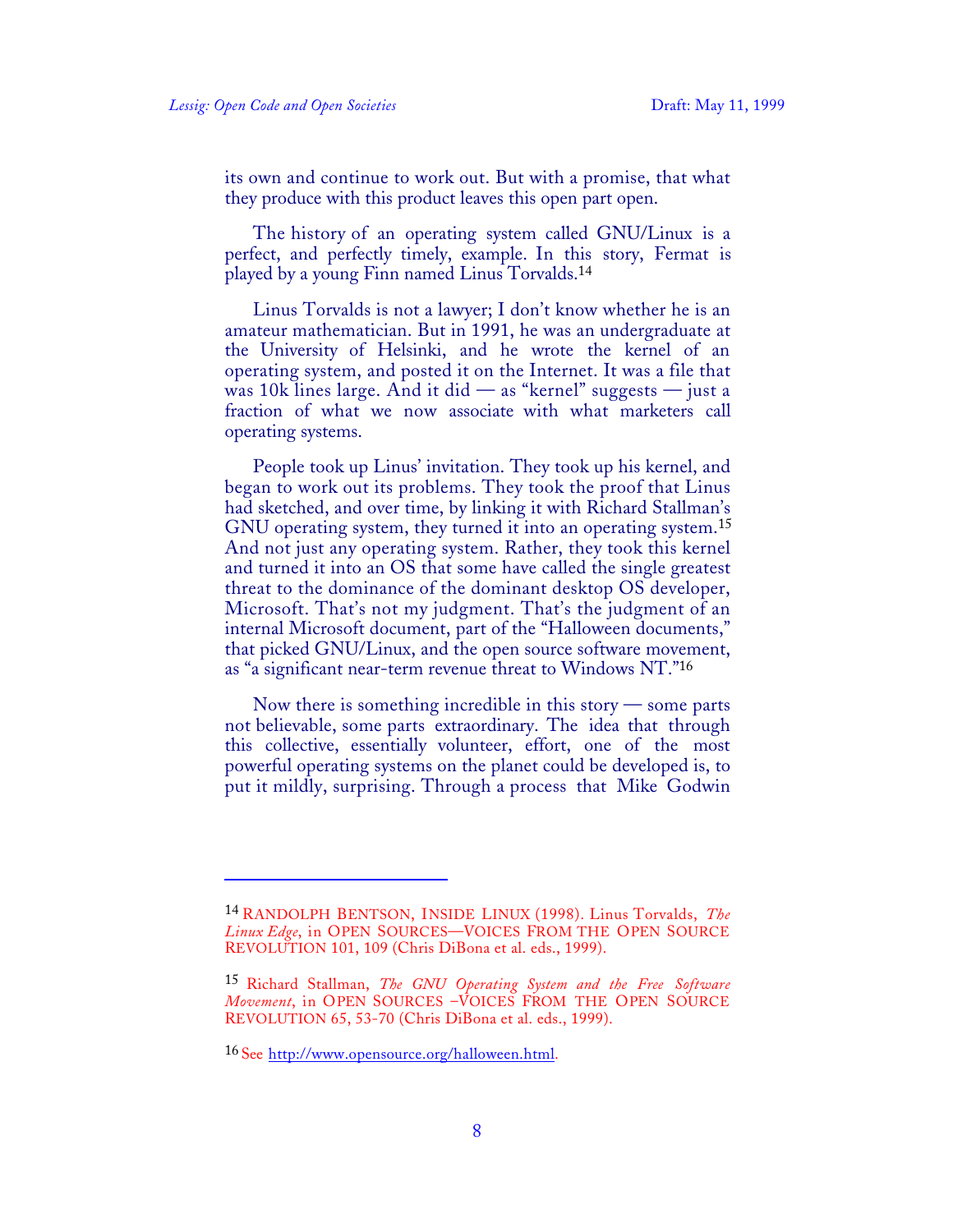its own and continue to work out. But with a promise, that what they produce with this product leaves this open part open.

The history of an operating system called GNU/Linux is a perfect, and perfectly timely, example. In this story, Fermat is played by a young Finn named Linus Torvalds.[14]

Linus Torvalds is not a lawyer; I don't know whether he is an amateur mathematician. But in 1991, he was an undergraduate at the University of Helsinki, and he wrote the kernel of an operating system, and posted it on the Internet. It was a file that was 10k lines large. And it did — as "kernel" suggests — just a fraction of what we now associate with what marketers call operating systems.

People took up Linus' invitation. They took up his kernel, and began to work out its problems. They took the proof that Linus had sketched, and over time, by linking it with Richard Stallman's GNU operating system, they turned it into an operating system.[15] And not just any operating system. Rather, they took this kernel and turned it into an OS that some have called the single greatest threat to the dominance of the dominant desktop OS developer, Microsoft. That's not my judgment. That's the judgment of an internal Microsoft document, part of the "Halloween documents," that picked GNU/Linux, and the open source software movement, as "a significant near-term revenue threat to Windows NT."[16]

Now there is something incredible in this story — some parts not believable, some parts extraordinary. The idea that through this collective, essentially volunteer, effort, one of the most powerful operating systems on the planet could be developed is, to put it mildly, surprising. Through a process that Mike Godwin

---

[14] RANDOLPH BENTSON, INSIDE LINUX (1998). Linus Torvalds, *The Linux Edge*, in OPEN SOURCES—VOICES FROM THE OPEN SOURCE REVOLUTION 101, 109 (Chris DiBona et al. eds., 1999).

[15] Richard Stallman, *The GNU Operating System and the Free Software Movement*, in OPEN SOURCES –VOICES FROM THE OPEN SOURCE REVOLUTION 65, 53-70 (Chris DiBona et al. eds., 1999).

[16] See http://www.opensource.org/halloween.html.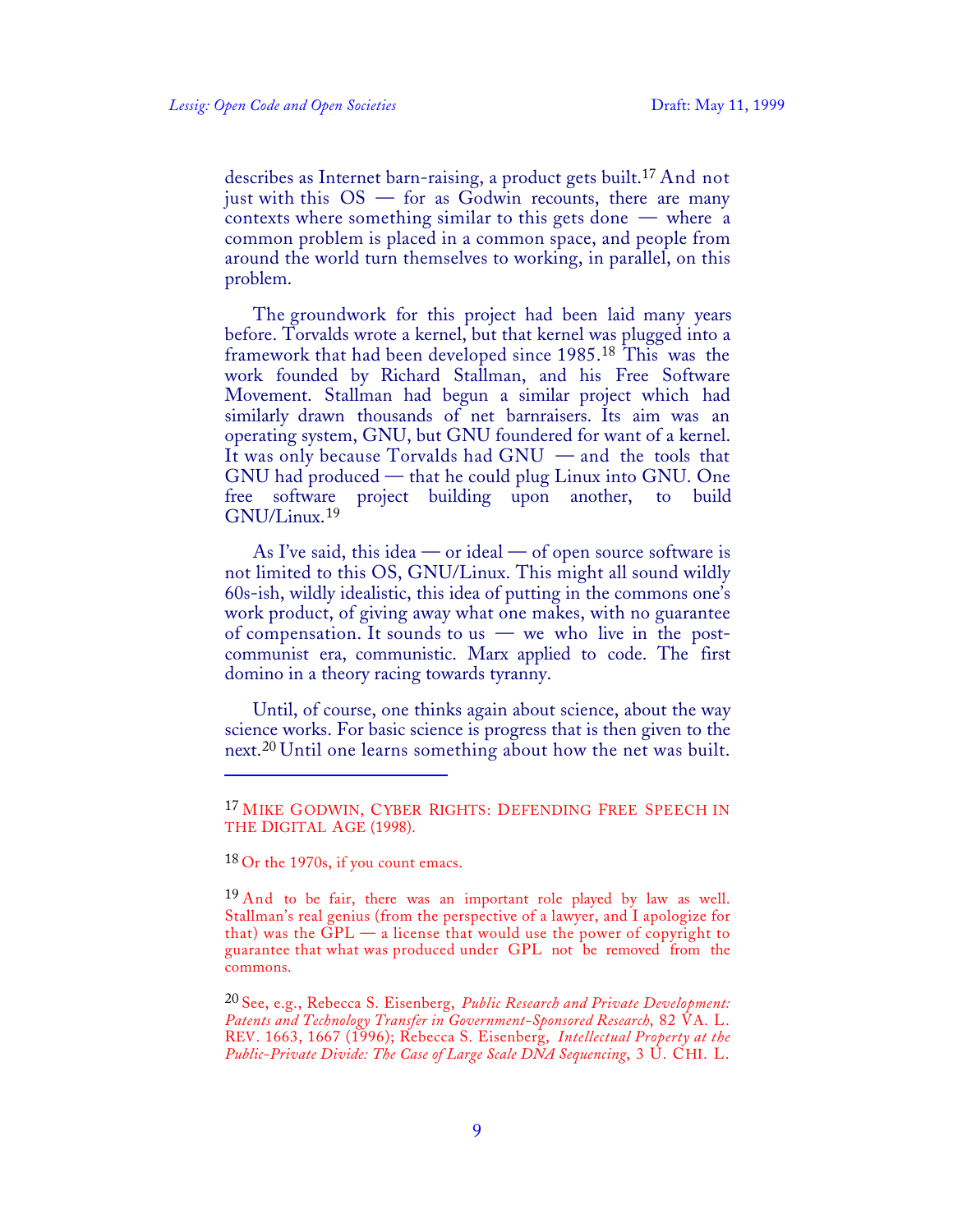describes as Internet barn-raising, a product gets built.[17] And not just with this OS — for as Godwin recounts, there are many contexts where something similar to this gets done — where a common problem is placed in a common space, and people from around the world turn themselves to working, in parallel, on this problem.

The groundwork for this project had been laid many years before. Torvalds wrote a kernel, but that kernel was plugged into a framework that had been developed since 1985.[18] This was the work founded by Richard Stallman, and his Free Software Movement. Stallman had begun a similar project which had similarly drawn thousands of net barnraisers. Its aim was an operating system, GNU, but GNU foundered for want of a kernel. It was only because Torvalds had GNU — and the tools that GNU had produced — that he could plug Linux into GNU. One free software project building upon another, to build GNU/Linux.[19]

As I've said, this idea — or ideal — of open source software is not limited to this OS, GNU/Linux. This might all sound wildly 60s-ish, wildly idealistic, this idea of putting in the commons one's work product, of giving away what one makes, with no guarantee of compensation. It sounds to us — we who live in the post-communist era, communistic. Marx applied to code. The first domino in a theory racing towards tyranny.

Until, of course, one thinks again about science, about the way science works. For basic science is progress that is then given to the next.[20] Until one learns something about how the net was built.

---

[17] MIKE GODWIN, CYBER RIGHTS: DEFENDING FREE SPEECH IN THE DIGITAL AGE (1998).

[18] Or the 1970s, if you count emacs.

[19] And to be fair, there was an important role played by law as well. Stallman's real genius (from the perspective of a lawyer, and I apologize for that) was the GPL — a license that would use the power of copyright to guarantee that what was produced under GPL not be removed from the commons.

[20] See, e.g., Rebecca S. Eisenberg, *Public Research and Private Development: Patents and Technology Transfer in Government-Sponsored Research*, 82 VA. L. REV. 1663, 1667 (1996); Rebecca S. Eisenberg, *Intellectual Property at the Public-Private Divide: The Case of Large Scale DNA Sequencing*, 3 U. CHI. L.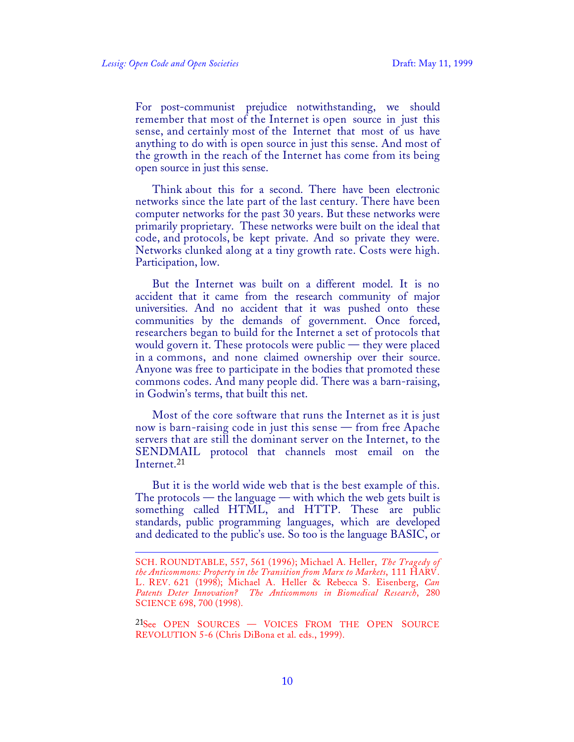For post-communist prejudice notwithstanding, we should remember that most of the Internet is open source in just this sense, and certainly most of the Internet that most of us have anything to do with is open source in just this sense. And most of the growth in the reach of the Internet has come from its being open source in just this sense.

Think about this for a second. There have been electronic networks since the late part of the last century. There have been computer networks for the past 30 years. But these networks were primarily proprietary. These networks were built on the ideal that code, and protocols, be kept private. And so private they were. Networks clunked along at a tiny growth rate. Costs were high. Participation, low.

But the Internet was built on a different model. It is no accident that it came from the research community of major universities. And no accident that it was pushed onto these communities by the demands of government. Once forced, researchers began to build for the Internet a set of protocols that would govern it. These protocols were public — they were placed in a commons, and none claimed ownership over their source. Anyone was free to participate in the bodies that promoted these commons codes. And many people did. There was a barn-raising, in Godwin's terms, that built this net.

Most of the core software that runs the Internet as it is just now is barn-raising code in just this sense — from free Apache servers that are still the dominant server on the Internet, to the SENDMAIL protocol that channels most email on the Internet.[21]

But it is the world wide web that is the best example of this. The protocols — the language — with which the web gets built is something called HTML, and HTTP. These are public standards, public programming languages, which are developed and dedicated to the public's use. So too is the language BASIC, or

---

SCH. ROUNDTABLE, 557, 561 (1996); Michael A. Heller, *The Tragedy of the Anticommons: Property in the Transition from Marx to Markets*, 111 HARV. L. REV. 621 (1998); Michael A. Heller & Rebecca S. Eisenberg, *Can Patents Deter Innovation? The Anticommons in Biomedical Research*, 280 SCIENCE 698, 700 (1998).

[21] See OPEN SOURCES — VOICES FROM THE OPEN SOURCE REVOLUTION 5-6 (Chris DiBona et al. eds., 1999).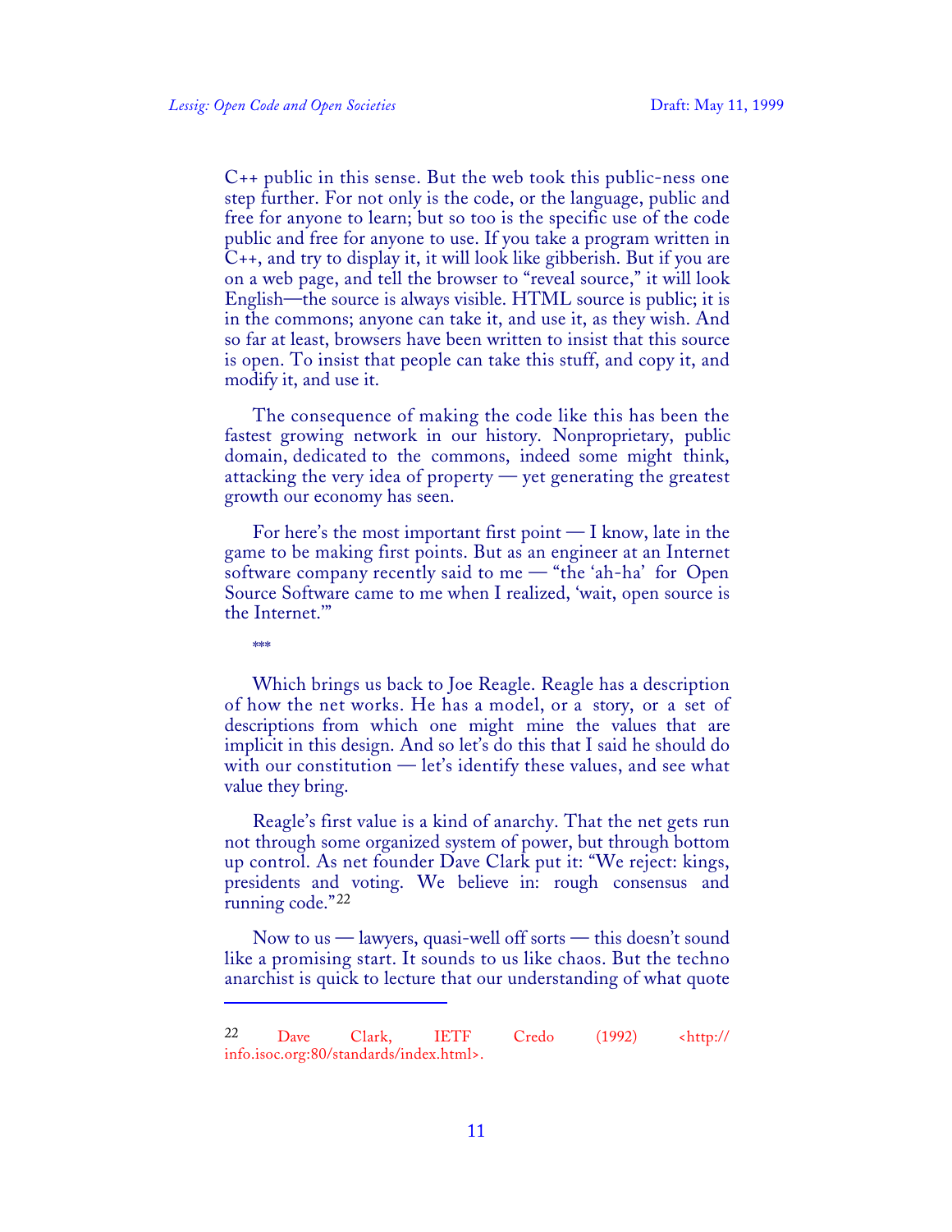C++ public in this sense. But the web took this public-ness one step further. For not only is the code, or the language, public and free for anyone to learn; but so too is the specific use of the code public and free for anyone to use. If you take a program written in C++, and try to display it, it will look like gibberish. But if you are on a web page, and tell the browser to "reveal source," it will look English—the source is always visible. HTML source is public; it is in the commons; anyone can take it, and use it, as they wish. And so far at least, browsers have been written to insist that this source is open. To insist that people can take this stuff, and copy it, and modify it, and use it.

The consequence of making the code like this has been the fastest growing network in our history. Nonproprietary, public domain, dedicated to the commons, indeed some might think, attacking the very idea of property — yet generating the greatest growth our economy has seen.

For here's the most important first point — I know, late in the game to be making first points. But as an engineer at an Internet software company recently said to me — "the 'ah-ha' for Open Source Software came to me when I realized, 'wait, open source is the Internet.'"

\*\*\*

Which brings us back to Joe Reagle. Reagle has a description of how the net works. He has a model, or a story, or a set of descriptions from which one might mine the values that are implicit in this design. And so let's do this that I said he should do with our constitution — let's identify these values, and see what value they bring.

Reagle's first value is a kind of anarchy. That the net gets run not through some organized system of power, but through bottom up control. As net founder Dave Clark put it: "We reject: kings, presidents and voting. We believe in: rough consensus and running code."[22]

Now to us — lawyers, quasi-well off sorts — this doesn't sound like a promising start. It sounds to us like chaos. But the techno anarchist is quick to lecture that our understanding of what quote

---

[22] Dave Clark, IETF Credo (1992) <http://info.isoc.org:80/standards/index.html>.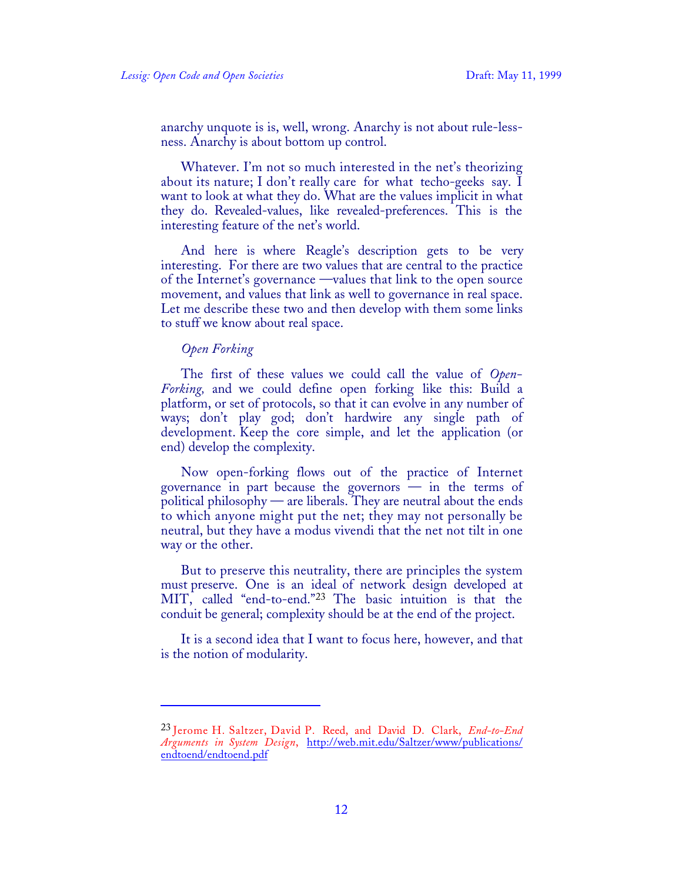anarchy unquote is is, well, wrong. Anarchy is not about rule-lessness. Anarchy is about bottom up control.

Whatever. I'm not so much interested in the net's theorizing about its nature; I don't really care for what techo-geeks say. I want to look at what they do. What are the values implicit in what they do. Revealed-values, like revealed-preferences. This is the interesting feature of the net's world.

And here is where Reagle's description gets to be very interesting. For there are two values that are central to the practice of the Internet's governance —values that link to the open source movement, and values that link as well to governance in real space. Let me describe these two and then develop with them some links to stuff we know about real space.

*Open Forking*

The first of these values we could call the value of *Open-Forking,* and we could define open forking like this: Build a platform, or set of protocols, so that it can evolve in any number of ways; don't play god; don't hardwire any single path of development. Keep the core simple, and let the application (or end) develop the complexity.

Now open-forking flows out of the practice of Internet governance in part because the governors — in the terms of political philosophy — are liberals. They are neutral about the ends to which anyone might put the net; they may not personally be neutral, but they have a modus vivendi that the net not tilt in one way or the other.

But to preserve this neutrality, there are principles the system must preserve. One is an ideal of network design developed at MIT, called "end-to-end."[23] The basic intuition is that the conduit be general; complexity should be at the end of the project.

It is a second idea that I want to focus here, however, and that is the notion of modularity.

---

[23] Jerome H. Saltzer, David P. Reed, and David D. Clark, *End-to-End Arguments in System Design*, http://web.mit.edu/Saltzer/www/publications/endtoend/endtoend.pdf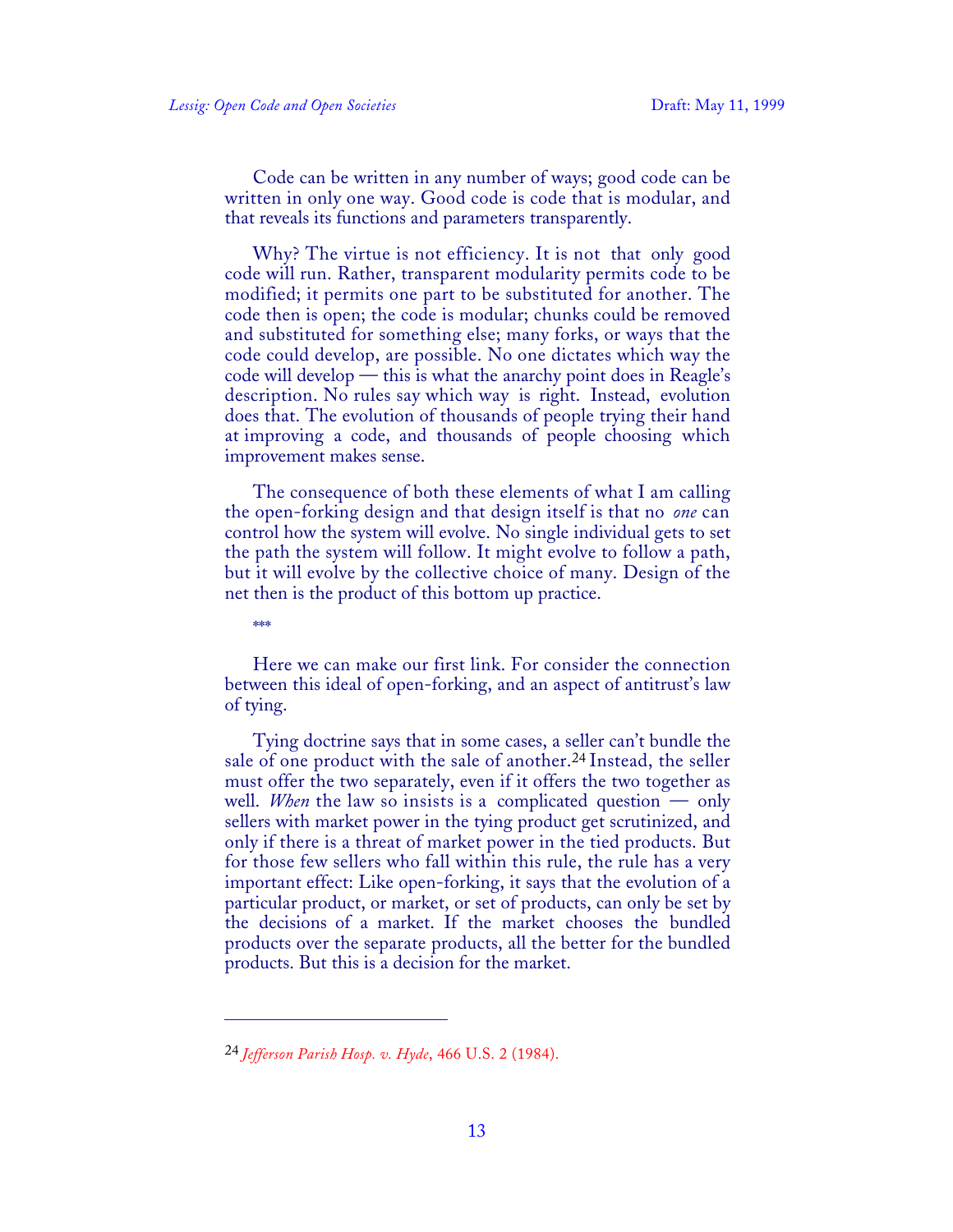Code can be written in any number of ways; good code can be written in only one way. Good code is code that is modular, and that reveals its functions and parameters transparently.

Why? The virtue is not efficiency. It is not that only good code will run. Rather, transparent modularity permits code to be modified; it permits one part to be substituted for another. The code then is open; the code is modular; chunks could be removed and substituted for something else; many forks, or ways that the code could develop, are possible. No one dictates which way the code will develop — this is what the anarchy point does in Reagle's description. No rules say which way is right. Instead, evolution does that. The evolution of thousands of people trying their hand at improving a code, and thousands of people choosing which improvement makes sense.

The consequence of both these elements of what I am calling the open-forking design and that design itself is that no *one* can control how the system will evolve. No single individual gets to set the path the system will follow. It might evolve to follow a path, but it will evolve by the collective choice of many. Design of the net then is the product of this bottom up practice.

***

Here we can make our first link. For consider the connection between this ideal of open-forking, and an aspect of antitrust's law of tying.

Tying doctrine says that in some cases, a seller can't bundle the sale of one product with the sale of another.[24] Instead, the seller must offer the two separately, even if it offers the two together as well. *When* the law so insists is a complicated question — only sellers with market power in the tying product get scrutinized, and only if there is a threat of market power in the tied products. But for those few sellers who fall within this rule, the rule has a very important effect: Like open-forking, it says that the evolution of a particular product, or market, or set of products, can only be set by the decisions of a market. If the market chooses the bundled products over the separate products, all the better for the bundled products. But this is a decision for the market.

---

[24] *Jefferson Parish Hosp. v. Hyde*, 466 U.S. 2 (1984).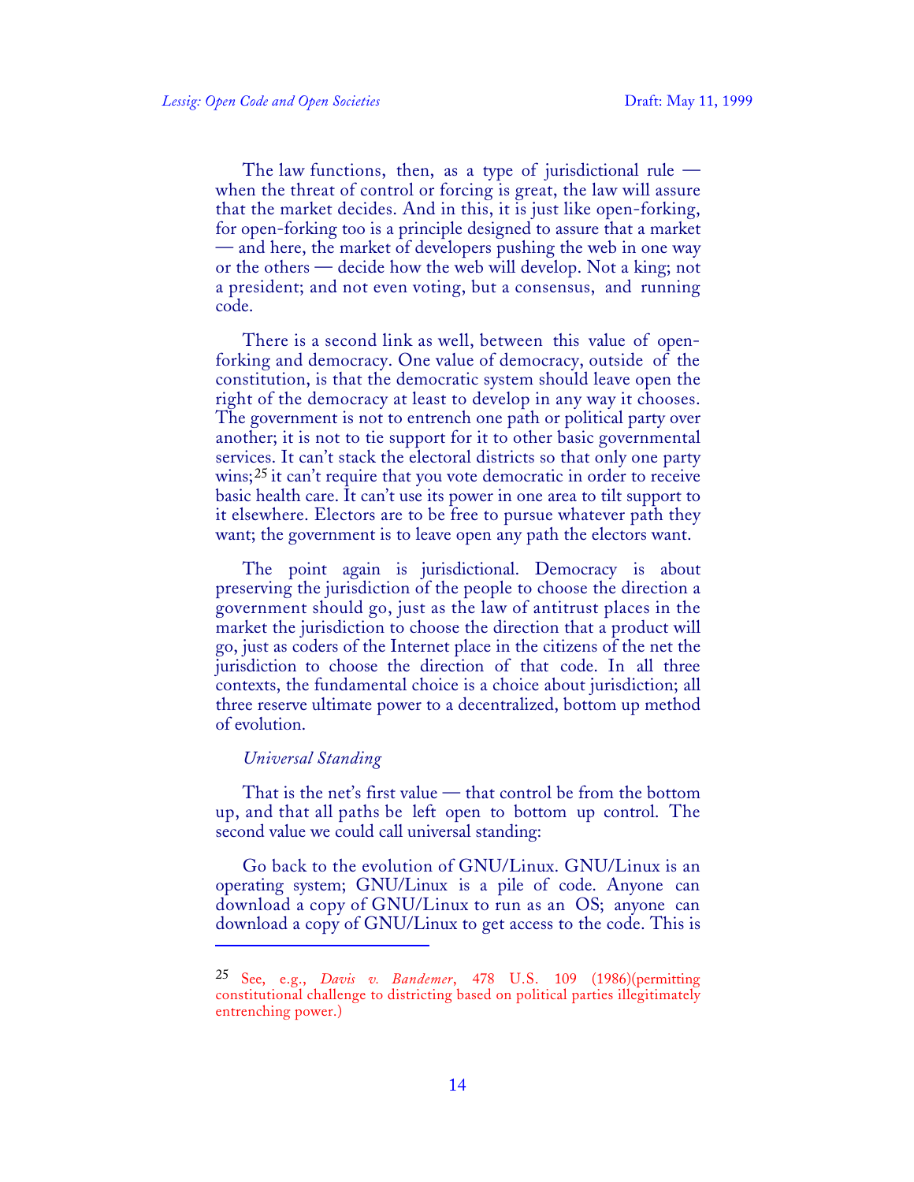The law functions, then, as a type of jurisdictional rule — when the threat of control or forcing is great, the law will assure that the market decides. And in this, it is just like open-forking, for open-forking too is a principle designed to assure that a market — and here, the market of developers pushing the web in one way or the others — decide how the web will develop. Not a king; not a president; and not even voting, but a consensus, and running code.

There is a second link as well, between this value of open-forking and democracy. One value of democracy, outside of the constitution, is that the democratic system should leave open the right of the democracy at least to develop in any way it chooses. The government is not to entrench one path or political party over another; it is not to tie support for it to other basic governmental services. It can't stack the electoral districts so that only one party wins;[25] it can't require that you vote democratic in order to receive basic health care. It can't use its power in one area to tilt support to it elsewhere. Electors are to be free to pursue whatever path they want; the government is to leave open any path the electors want.

The point again is jurisdictional. Democracy is about preserving the jurisdiction of the people to choose the direction a government should go, just as the law of antitrust places in the market the jurisdiction to choose the direction that a product will go, just as coders of the Internet place in the citizens of the net the jurisdiction to choose the direction of that code. In all three contexts, the fundamental choice is a choice about jurisdiction; all three reserve ultimate power to a decentralized, bottom up method of evolution.

*Universal Standing*

That is the net's first value — that control be from the bottom up, and that all paths be left open to bottom up control. The second value we could call universal standing:

Go back to the evolution of GNU/Linux. GNU/Linux is an operating system; GNU/Linux is a pile of code. Anyone can download a copy of GNU/Linux to run as an OS; anyone can download a copy of GNU/Linux to get access to the code. This is

---

[25] See, e.g., *Davis v. Bandemer*, 478 U.S. 109 (1986)(permitting constitutional challenge to districting based on political parties illegitimately entrenching power.)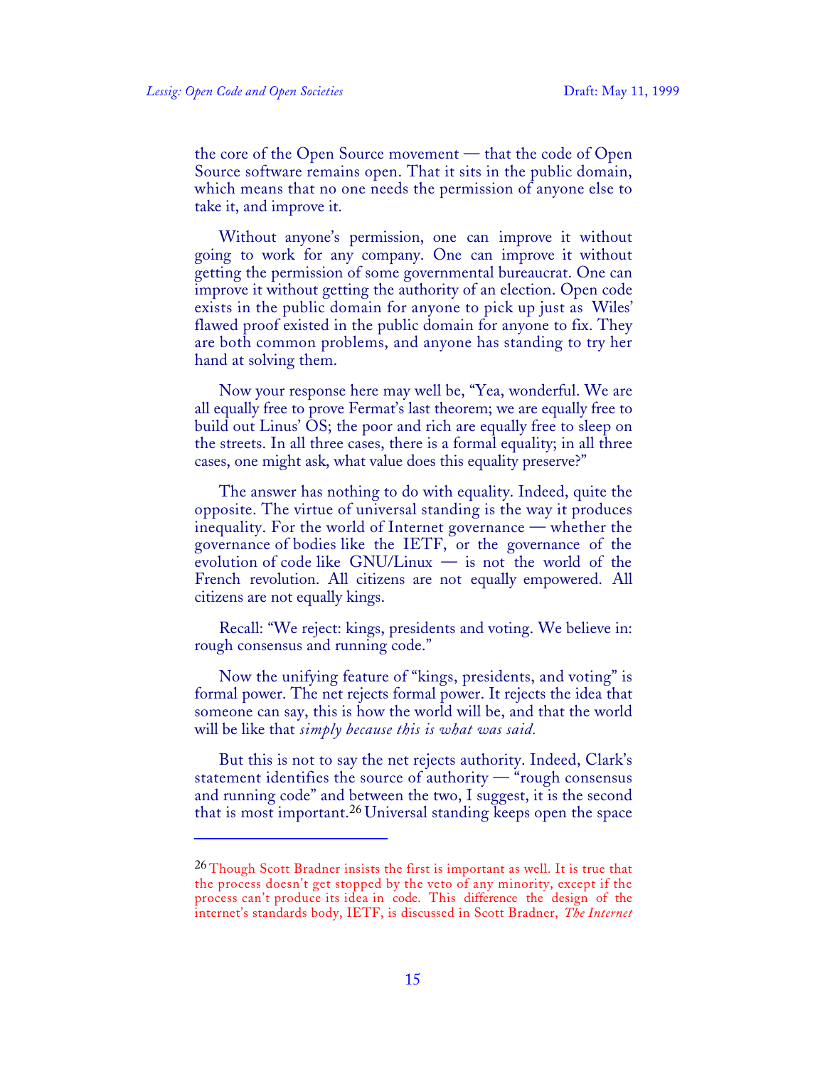the core of the Open Source movement — that the code of Open Source software remains open. That it sits in the public domain, which means that no one needs the permission of anyone else to take it, and improve it.

Without anyone's permission, one can improve it without going to work for any company. One can improve it without getting the permission of some governmental bureaucrat. One can improve it without getting the authority of an election. Open code exists in the public domain for anyone to pick up just as Wiles' flawed proof existed in the public domain for anyone to fix. They are both common problems, and anyone has standing to try her hand at solving them.

Now your response here may well be, "Yea, wonderful. We are all equally free to prove Fermat's last theorem; we are equally free to build out Linus' OS; the poor and rich are equally free to sleep on the streets. In all three cases, there is a formal equality; in all three cases, one might ask, what value does this equality preserve?"

The answer has nothing to do with equality. Indeed, quite the opposite. The virtue of universal standing is the way it produces inequality. For the world of Internet governance — whether the governance of bodies like the IETF, or the governance of the evolution of code like GNU/Linux — is not the world of the French revolution. All citizens are not equally empowered. All citizens are not equally kings.

Recall: "We reject: kings, presidents and voting. We believe in: rough consensus and running code."

Now the unifying feature of "kings, presidents, and voting" is formal power. The net rejects formal power. It rejects the idea that someone can say, this is how the world will be, and that the world will be like that *simply because this is what was said.*

But this is not to say the net rejects authority. Indeed, Clark's statement identifies the source of authority — "rough consensus and running code" and between the two, I suggest, it is the second that is most important.[26] Universal standing keeps open the space

---

[26] Though Scott Bradner insists the first is important as well. It is true that the process doesn't get stopped by the veto of any minority, except if the process can't produce its idea in code. This difference the design of the internet's standards body, IETF, is discussed in Scott Bradner, *The Internet*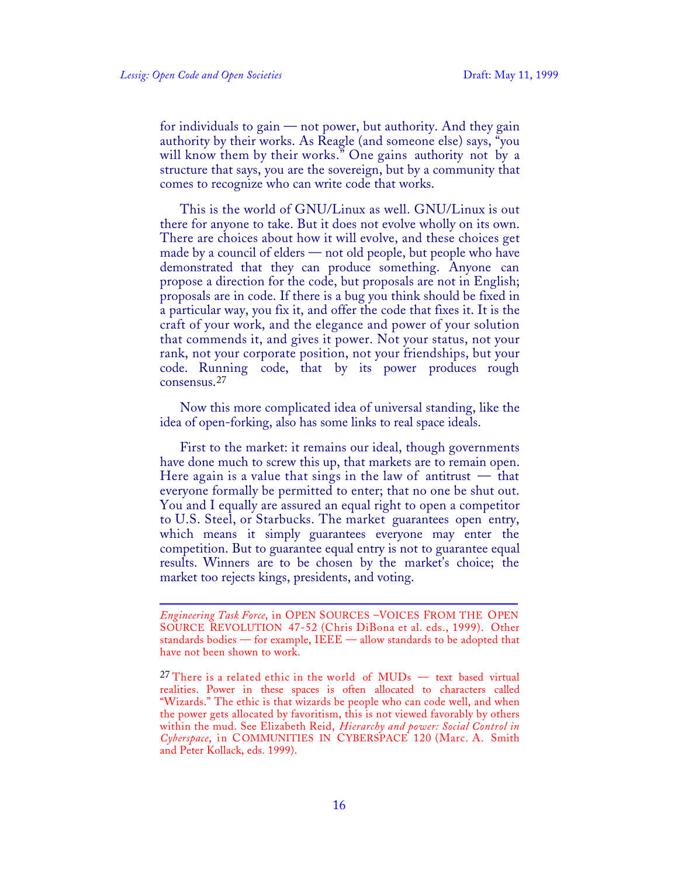for individuals to gain — not power, but authority. And they gain authority by their works. As Reagle (and someone else) says, "you will know them by their works." One gains authority not by a structure that says, you are the sovereign, but by a community that comes to recognize who can write code that works.

This is the world of GNU/Linux as well. GNU/Linux is out there for anyone to take. But it does not evolve wholly on its own. There are choices about how it will evolve, and these choices get made by a council of elders — not old people, but people who have demonstrated that they can produce something. Anyone can propose a direction for the code, but proposals are not in English; proposals are in code. If there is a bug you think should be fixed in a particular way, you fix it, and offer the code that fixes it. It is the craft of your work, and the elegance and power of your solution that commends it, and gives it power. Not your status, not your rank, not your corporate position, not your friendships, but your code. Running code, that by its power produces rough consensus.[27]

Now this more complicated idea of universal standing, like the idea of open-forking, also has some links to real space ideals.

First to the market: it remains our ideal, though governments have done much to screw this up, that markets are to remain open. Here again is a value that sings in the law of antitrust — that everyone formally be permitted to enter; that no one be shut out. You and I equally are assured an equal right to open a competitor to U.S. Steel, or Starbucks. The market guarantees open entry, which means it simply guarantees everyone may enter the competition. But to guarantee equal entry is not to guarantee equal results. Winners are to be chosen by the market's choice; the market too rejects kings, presidents, and voting.

---

*Engineering Task Force*, in OPEN SOURCES –VOICES FROM THE OPEN SOURCE REVOLUTION 47-52 (Chris DiBona et al. eds., 1999). Other standards bodies — for example, IEEE — allow standards to be adopted that have not been shown to work.

[27] There is a related ethic in the world of MUDs — text based virtual realities. Power in these spaces is often allocated to characters called "Wizards." The ethic is that wizards be people who can code well, and when the power gets allocated by favoritism, this is not viewed favorably by others within the mud. See Elizabeth Reid, *Hierarchy and power: Social Control in Cyberspace*, in COMMUNITIES IN CYBERSPACE 120 (Marc. A. Smith and Peter Kollack, eds. 1999).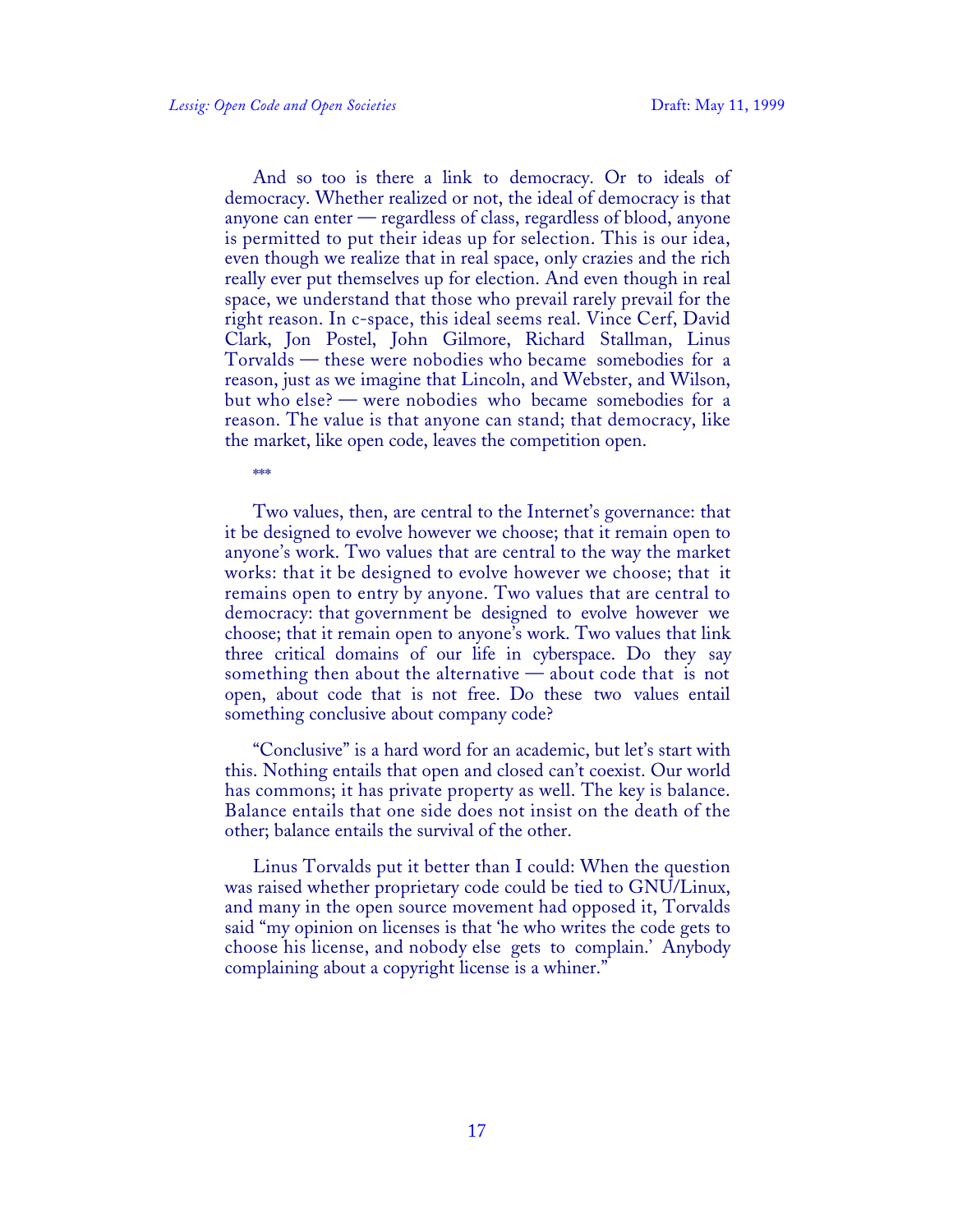And so too is there a link to democracy. Or to ideals of democracy. Whether realized or not, the ideal of democracy is that anyone can enter — regardless of class, regardless of blood, anyone is permitted to put their ideas up for selection. This is our idea, even though we realize that in real space, only crazies and the rich really ever put themselves up for election. And even though in real space, we understand that those who prevail rarely prevail for the right reason. In c-space, this ideal seems real. Vince Cerf, David Clark, Jon Postel, John Gilmore, Richard Stallman, Linus Torvalds — these were nobodies who became somebodies for a reason, just as we imagine that Lincoln, and Webster, and Wilson, but who else? — were nobodies who became somebodies for a reason. The value is that anyone can stand; that democracy, like the market, like open code, leaves the competition open.

***

Two values, then, are central to the Internet's governance: that it be designed to evolve however we choose; that it remain open to anyone's work. Two values that are central to the way the market works: that it be designed to evolve however we choose; that it remains open to entry by anyone. Two values that are central to democracy: that government be designed to evolve however we choose; that it remain open to anyone's work. Two values that link three critical domains of our life in cyberspace. Do they say something then about the alternative — about code that is not open, about code that is not free. Do these two values entail something conclusive about company code?

"Conclusive" is a hard word for an academic, but let's start with this. Nothing entails that open and closed can't coexist. Our world has commons; it has private property as well. The key is balance. Balance entails that one side does not insist on the death of the other; balance entails the survival of the other.

Linus Torvalds put it better than I could: When the question was raised whether proprietary code could be tied to GNU/Linux, and many in the open source movement had opposed it, Torvalds said "my opinion on licenses is that 'he who writes the code gets to choose his license, and nobody else gets to complain.' Anybody complaining about a copyright license is a whiner."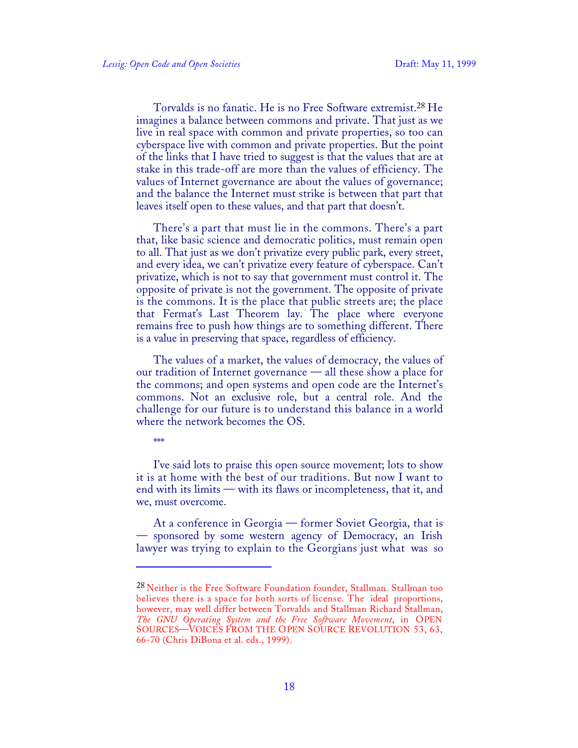Torvalds is no fanatic. He is no Free Software extremist.[28] He imagines a balance between commons and private. That just as we live in real space with common and private properties, so too can cyberspace live with common and private properties. But the point of the links that I have tried to suggest is that the values that are at stake in this trade-off are more than the values of efficiency. The values of Internet governance are about the values of governance; and the balance the Internet must strike is between that part that leaves itself open to these values, and that part that doesn't.

There's a part that must lie in the commons. There's a part that, like basic science and democratic politics, must remain open to all. That just as we don't privatize every public park, every street, and every idea, we can't privatize every feature of cyberspace. Can't privatize, which is not to say that government must control it. The opposite of private is not the government. The opposite of private is the commons. It is the place that public streets are; the place that Fermat's Last Theorem lay. The place where everyone remains free to push how things are to something different. There is a value in preserving that space, regardless of efficiency.

The values of a market, the values of democracy, the values of our tradition of Internet governance — all these show a place for the commons; and open systems and open code are the Internet's commons. Not an exclusive role, but a central role. And the challenge for our future is to understand this balance in a world where the network becomes the OS.

\*\*\*

I've said lots to praise this open source movement; lots to show it is at home with the best of our traditions. But now I want to end with its limits — with its flaws or incompleteness, that it, and we, must overcome.

At a conference in Georgia — former Soviet Georgia, that is — sponsored by some western agency of Democracy, an Irish lawyer was trying to explain to the Georgians just what was so

---

[28] Neither is the Free Software Foundation founder, Stallman. Stallman too believes there is a space for both sorts of license. The ideal proportions, however, may well differ between Torvalds and Stallman Richard Stallman, *The GNU Operating System and the Free Software Movement*, in OPEN SOURCES—VOICES FROM THE OPEN SOURCE REVOLUTION 53, 63, 66-70 (Chris DiBona et al. eds., 1999).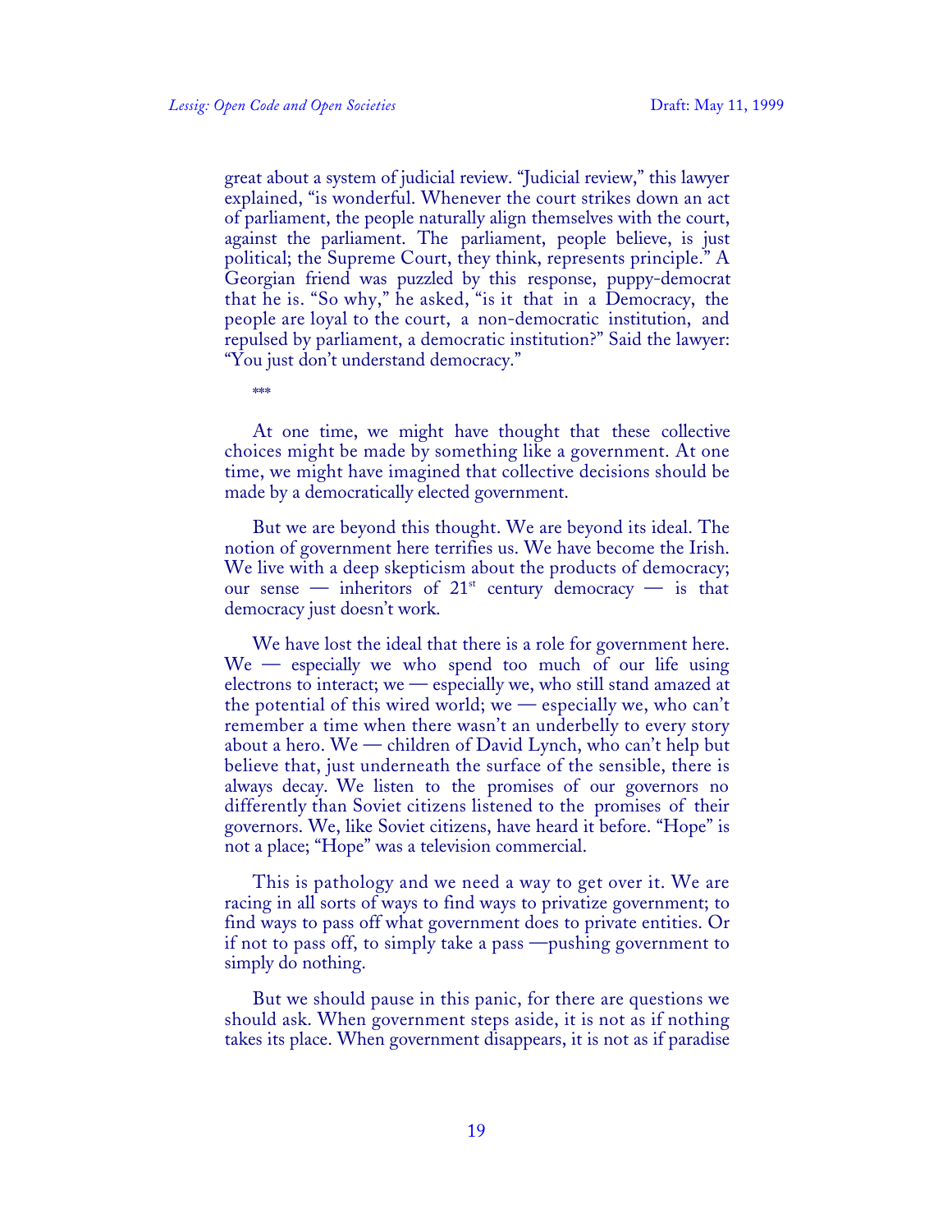great about a system of judicial review. "Judicial review," this lawyer explained, "is wonderful. Whenever the court strikes down an act of parliament, the people naturally align themselves with the court, against the parliament. The parliament, people believe, is just political; the Supreme Court, they think, represents principle." A Georgian friend was puzzled by this response, puppy-democrat that he is. "So why," he asked, "is it that in a Democracy, the people are loyal to the court, a non-democratic institution, and repulsed by parliament, a democratic institution?" Said the lawyer: "You just don't understand democracy."

***

At one time, we might have thought that these collective choices might be made by something like a government. At one time, we might have imagined that collective decisions should be made by a democratically elected government.

But we are beyond this thought. We are beyond its ideal. The notion of government here terrifies us. We have become the Irish. We live with a deep skepticism about the products of democracy; our sense — inheritors of 21st century democracy — is that democracy just doesn't work.

We have lost the ideal that there is a role for government here. We — especially we who spend too much of our life using electrons to interact; we — especially we, who still stand amazed at the potential of this wired world; we — especially we, who can't remember a time when there wasn't an underbelly to every story about a hero. We — children of David Lynch, who can't help but believe that, just underneath the surface of the sensible, there is always decay. We listen to the promises of our governors no differently than Soviet citizens listened to the promises of their governors. We, like Soviet citizens, have heard it before. "Hope" is not a place; "Hope" was a television commercial.

This is pathology and we need a way to get over it. We are racing in all sorts of ways to find ways to privatize government; to find ways to pass off what government does to private entities. Or if not to pass off, to simply take a pass —pushing government to simply do nothing.

But we should pause in this panic, for there are questions we should ask. When government steps aside, it is not as if nothing takes its place. When government disappears, it is not as if paradise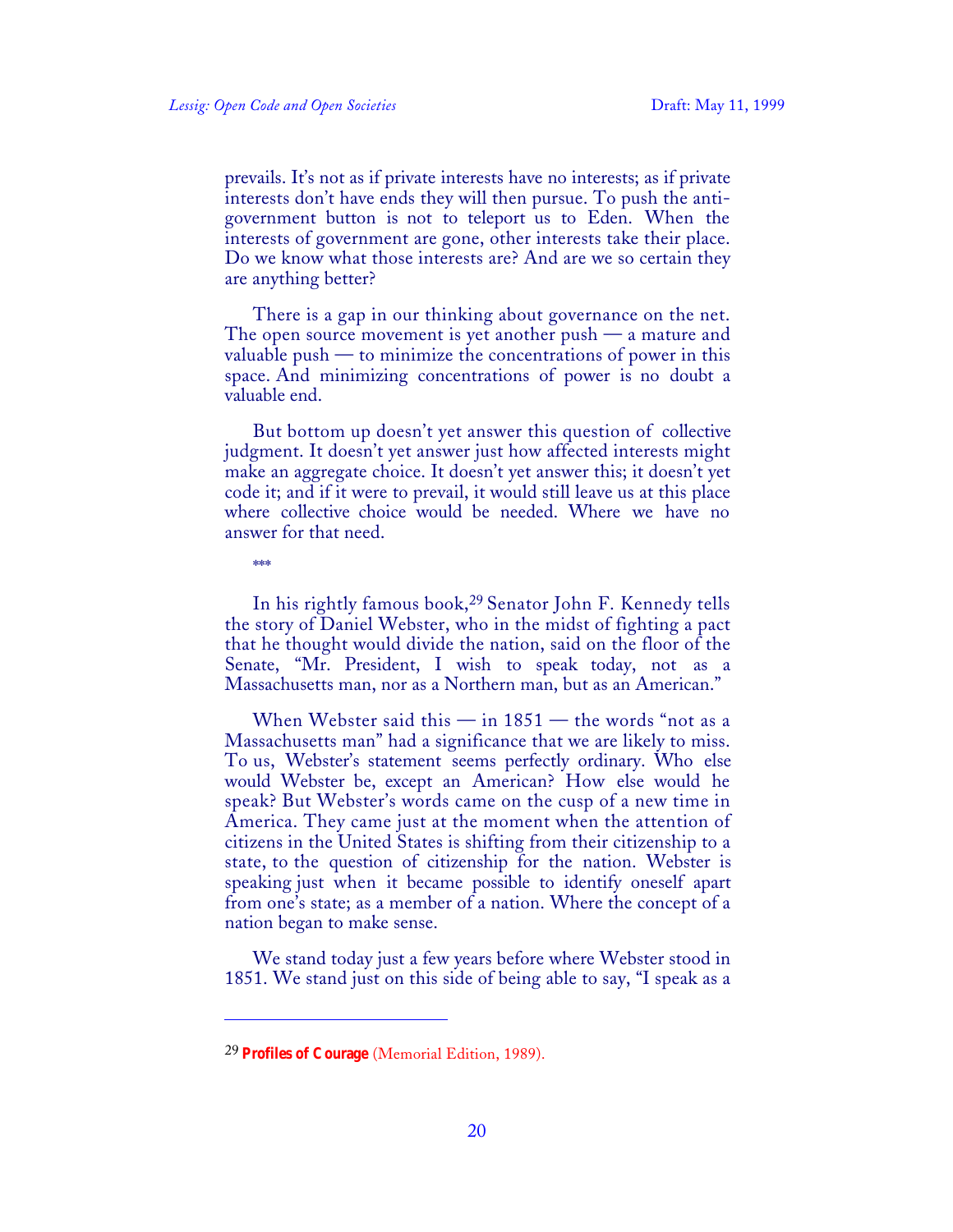prevails. It's not as if private interests have no interests; as if private interests don't have ends they will then pursue. To push the anti-government button is not to teleport us to Eden. When the interests of government are gone, other interests take their place. Do we know what those interests are? And are we so certain they are anything better?

There is a gap in our thinking about governance on the net. The open source movement is yet another push — a mature and valuable push — to minimize the concentrations of power in this space. And minimizing concentrations of power is no doubt a valuable end.

But bottom up doesn't yet answer this question of collective judgment. It doesn't yet answer just how affected interests might make an aggregate choice. It doesn't yet answer this; it doesn't yet code it; and if it were to prevail, it would still leave us at this place where collective choice would be needed. Where we have no answer for that need.

***

In his rightly famous book,[29] Senator John F. Kennedy tells the story of Daniel Webster, who in the midst of fighting a pact that he thought would divide the nation, said on the floor of the Senate, "Mr. President, I wish to speak today, not as a Massachusetts man, nor as a Northern man, but as an American."

When Webster said this — in 1851 — the words "not as a Massachusetts man" had a significance that we are likely to miss. To us, Webster's statement seems perfectly ordinary. Who else would Webster be, except an American? How else would he speak? But Webster's words came on the cusp of a new time in America. They came just at the moment when the attention of citizens in the United States is shifting from their citizenship to a state, to the question of citizenship for the nation. Webster is speaking just when it became possible to identify oneself apart from one's state; as a member of a nation. Where the concept of a nation began to make sense.

We stand today just a few years before where Webster stood in 1851. We stand just on this side of being able to say, "I speak as a

---

[29] **Profiles of Courage** (Memorial Edition, 1989).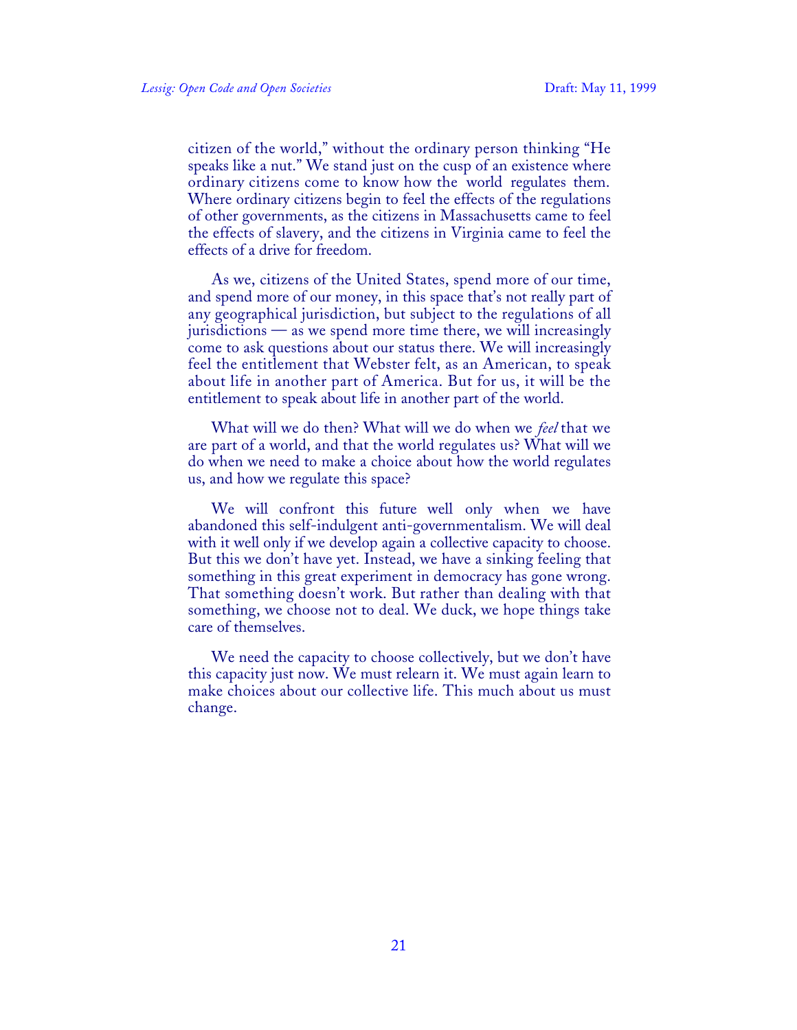citizen of the world," without the ordinary person thinking "He speaks like a nut." We stand just on the cusp of an existence where ordinary citizens come to know how the world regulates them. Where ordinary citizens begin to feel the effects of the regulations of other governments, as the citizens in Massachusetts came to feel the effects of slavery, and the citizens in Virginia came to feel the effects of a drive for freedom.

As we, citizens of the United States, spend more of our time, and spend more of our money, in this space that's not really part of any geographical jurisdiction, but subject to the regulations of all jurisdictions — as we spend more time there, we will increasingly come to ask questions about our status there. We will increasingly feel the entitlement that Webster felt, as an American, to speak about life in another part of America. But for us, it will be the entitlement to speak about life in another part of the world.

What will we do then? What will we do when we *feel* that we are part of a world, and that the world regulates us? What will we do when we need to make a choice about how the world regulates us, and how we regulate this space?

We will confront this future well only when we have abandoned this self-indulgent anti-governmentalism. We will deal with it well only if we develop again a collective capacity to choose. But this we don't have yet. Instead, we have a sinking feeling that something in this great experiment in democracy has gone wrong. That something doesn't work. But rather than dealing with that something, we choose not to deal. We duck, we hope things take care of themselves.

We need the capacity to choose collectively, but we don't have this capacity just now. We must relearn it. We must again learn to make choices about our collective life. This much about us must change.